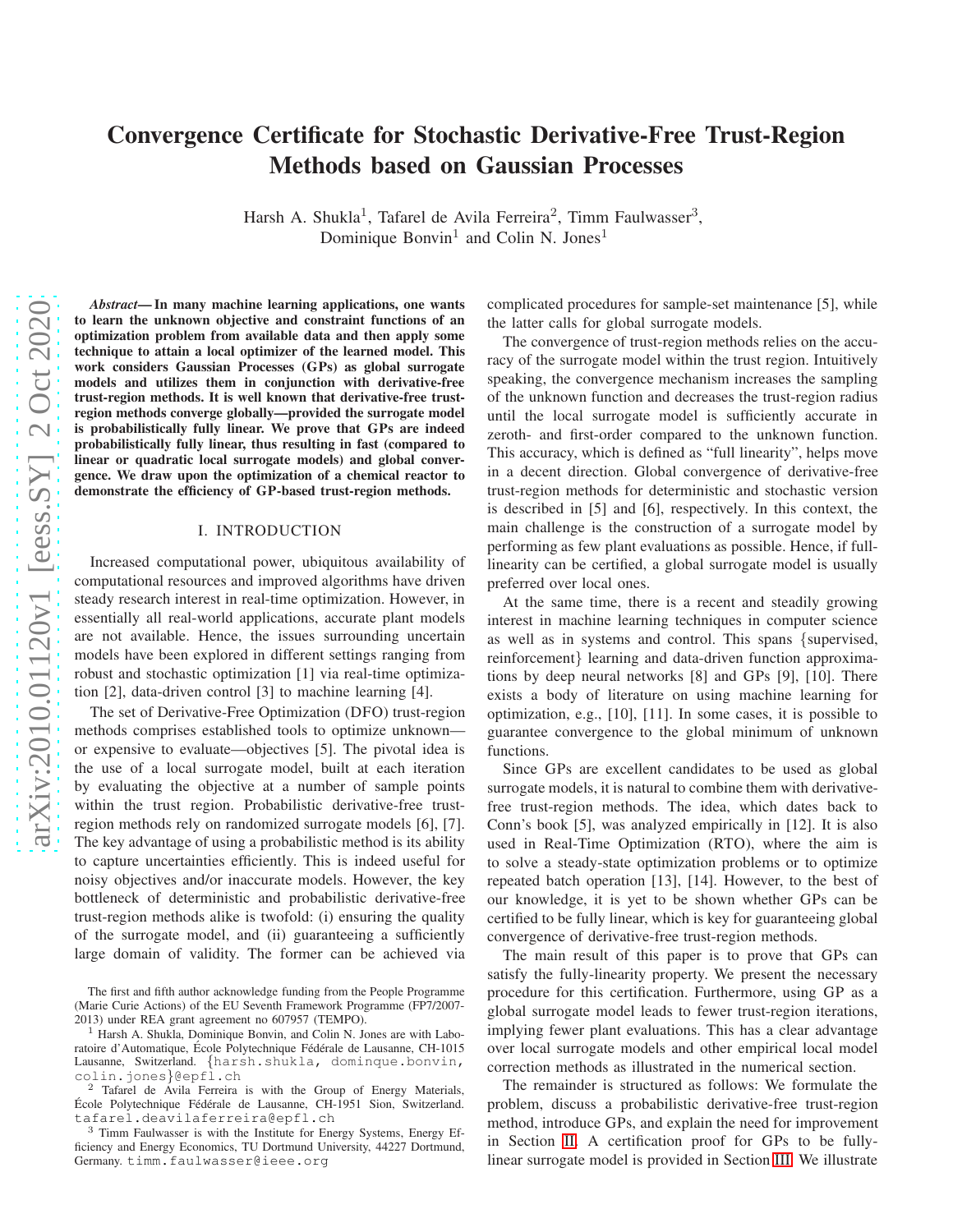# Convergence Certificate for Stochastic Derivative-Free Trust-Region Methods based on Gaussian Processes

Harsh A. Shukla[1], Tafarel de Avila Ferreira[2], Timm Faulwasser[3], Dominique Bonvin[1] and Colin N. Jones[1]

***Abstract*— In many machine learning applications, one wants to learn the unknown objective and constraint functions of an optimization problem from available data and then apply some technique to attain a local optimizer of the learned model. This work considers Gaussian Processes (GPs) as global surrogate models and utilizes them in conjunction with derivative-free trust-region methods. It is well known that derivative-free trust-region methods converge globally—provided the surrogate model is probabilistically fully linear. We prove that GPs are indeed probabilistically fully linear, thus resulting in fast (compared to linear or quadratic local surrogate models) and global convergence. We draw upon the optimization of a chemical reactor to demonstrate the efficiency of GP-based trust-region methods.**

## I. INTRODUCTION

Increased computational power, ubiquitous availability of computational resources and improved algorithms have driven steady research interest in real-time optimization. However, in essentially all real-world applications, accurate plant models are not available. Hence, the issues surrounding uncertain models have been explored in different settings ranging from robust and stochastic optimization [1] via real-time optimization [2], data-driven control [3] to machine learning [4].

The set of Derivative-Free Optimization (DFO) trust-region methods comprises established tools to optimize unknown—or expensive to evaluate—objectives [5]. The pivotal idea is the use of a local surrogate model, built at each iteration by evaluating the objective at a number of sample points within the trust region. Probabilistic derivative-free trust-region methods rely on randomized surrogate models [6], [7]. The key advantage of using a probabilistic method is its ability to capture uncertainties efficiently. This is indeed useful for noisy objectives and/or inaccurate models. However, the key bottleneck of deterministic and probabilistic derivative-free trust-region methods alike is twofold: (i) ensuring the quality of the surrogate model, and (ii) guaranteeing a sufficiently large domain of validity. The former can be achieved via complicated procedures for sample-set maintenance [5], while the latter calls for global surrogate models.

The convergence of trust-region methods relies on the accuracy of the surrogate model within the trust region. Intuitively speaking, the convergence mechanism increases the sampling of the unknown function and decreases the trust-region radius until the local surrogate model is sufficiently accurate in zeroth- and first-order compared to the unknown function. This accuracy, which is defined as "full linearity", helps move in a decent direction. Global convergence of derivative-free trust-region methods for deterministic and stochastic version is described in [5] and [6], respectively. In this context, the main challenge is the construction of a surrogate model by performing as few plant evaluations as possible. Hence, if full-linearity can be certified, a global surrogate model is usually preferred over local ones.

At the same time, there is a recent and steadily growing interest in machine learning techniques in computer science as well as in systems and control. This spans {supervised, reinforcement} learning and data-driven function approximations by deep neural networks [8] and GPs [9], [10]. There exists a body of literature on using machine learning for optimization, e.g., [10], [11]. In some cases, it is possible to guarantee convergence to the global minimum of unknown functions.

Since GPs are excellent candidates to be used as global surrogate models, it is natural to combine them with derivative-free trust-region methods. The idea, which dates back to Conn's book [5], was analyzed empirically in [12]. It is also used in Real-Time Optimization (RTO), where the aim is to solve a steady-state optimization problems or to optimize repeated batch operation [13], [14]. However, to the best of our knowledge, it is yet to be shown whether GPs can be certified to be fully linear, which is key for guaranteeing global convergence of derivative-free trust-region methods.

The main result of this paper is to prove that GPs can satisfy the fully-linearity property. We present the necessary procedure for this certification. Furthermore, using GP as a global surrogate model leads to fewer trust-region iterations, implying fewer plant evaluations. This has a clear advantage over local surrogate models and other empirical local model correction methods as illustrated in the numerical section.

The remainder is structured as follows: We formulate the problem, discuss a probabilistic derivative-free trust-region method, introduce GPs, and explain the need for improvement in Section II. A certification proof for GPs to be fully-linear surrogate model is provided in Section III. We illustrate

---

The first and fifth author acknowledge funding from the People Programme (Marie Curie Actions) of the EU Seventh Framework Programme (FP7/2007-2013) under REA grant agreement no 607957 (TEMPO).

[1] Harsh A. Shukla, Dominique Bonvin, and Colin N. Jones are with Laboratoire d'Automatique, École Polytechnique Fédérale de Lausanne, CH-1015 Lausanne, Switzerland. {harsh.shukla, dominque.bonvin, colin.jones}@epfl.ch

[2] Tafarel de Avila Ferreira is with the Group of Energy Materials, École Polytechnique Fédérale de Lausanne, CH-1951 Sion, Switzerland. tafarel.deavilaferreira@epfl.ch

[3] Timm Faulwasser is with the Institute for Energy Systems, Energy Efficiency and Energy Economics, TU Dortmund University, 44227 Dortmund, Germany. timm.faulwasser@ieee.org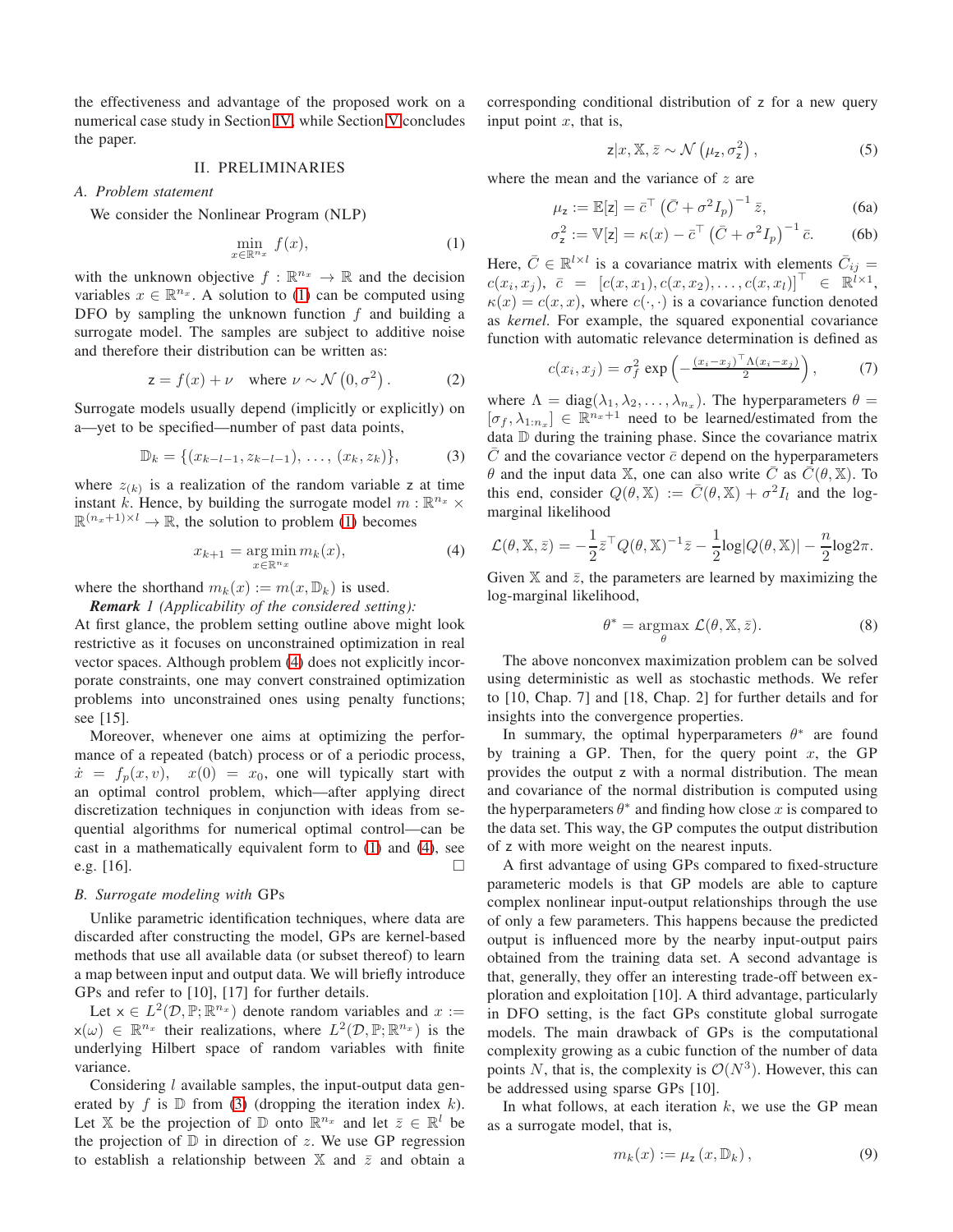the effectiveness and advantage of the proposed work on a numerical case study in Section IV, while Section V concludes the paper.

## II. PRELIMINARIES

### A. Problem statement

We consider the Nonlinear Program (NLP)

$$\min_{x \in \mathbb{R}^{n_x}} \; f(x), \tag{1}$$

with the unknown objective $f : \mathbb{R}^{n_x} \to \mathbb{R}$ and the decision variables $x \in \mathbb{R}^{n_x}$. A solution to (1) can be computed using DFO by sampling the unknown function $f$ and building a surrogate model. The samples are subject to additive noise and therefore their distribution can be written as:

$$\mathsf{z} = f(x) + \nu \quad \text{where } \nu \sim \mathcal{N}\left(0, \sigma^2\right). \tag{2}$$

Surrogate models usually depend (implicitly or explicitly) on a—yet to be specified—number of past data points,

$$\mathbb{D}_k = \{(x_{k-l-1}, z_{k-l-1}), \ldots, (x_k, z_k)\}, \tag{3}$$

where $z_{(k)}$ is a realization of the random variable $\mathsf{z}$ at time instant $k$. Hence, by building the surrogate model $m : \mathbb{R}^{n_x} \times \mathbb{R}^{(n_x+1)\times l} \to \mathbb{R}$, the solution to problem (1) becomes

$$x_{k+1} = \arg\min_{x \in \mathbb{R}^{n_x}} m_k(x), \tag{4}$$

where the shorthand $m_k(x) := m(x, \mathbb{D}_k)$ is used.

***Remark** 1 (Applicability of the considered setting):* At first glance, the problem setting outline above might look restrictive as it focuses on unconstrained optimization in real vector spaces. Although problem (4) does not explicitly incorporate constraints, one may convert constrained optimization problems into unconstrained ones using penalty functions; see [15].

Moreover, whenever one aims at optimizing the performance of a repeated (batch) process or of a periodic process, $\dot{x} = f_p(x, v), \quad x(0) = x_0$, one will typically start with an optimal control problem, which—after applying direct discretization techniques in conjunction with ideas from sequential algorithms for numerical optimal control—can be cast in a mathematically equivalent form to (1) and (4), see e.g. [16]. □

### B. Surrogate modeling with GPs

Unlike parametric identification techniques, where data are discarded after constructing the model, GPs are kernel-based methods that use all available data (or subset thereof) to learn a map between input and output data. We will briefly introduce GPs and refer to [10], [17] for further details.

Let $\mathsf{x} \in L^2(\mathcal{D}, \mathbb{P}; \mathbb{R}^{n_x})$ denote random variables and $x := \mathsf{x}(\omega) \in \mathbb{R}^{n_x}$ their realizations, where $L^2(\mathcal{D}, \mathbb{P}; \mathbb{R}^{n_x})$ is the underlying Hilbert space of random variables with finite variance.

Considering $l$ available samples, the input-output data generated by $f$ is $\mathbb{D}$ from (3) (dropping the iteration index $k$). Let $\mathbb{X}$ be the projection of $\mathbb{D}$ onto $\mathbb{R}^{n_x}$ and let $\bar{z} \in \mathbb{R}^l$ be the projection of $\mathbb{D}$ in direction of $z$. We use GP regression to establish a relationship between $\mathbb{X}$ and $\bar{z}$ and obtain a corresponding conditional distribution of $\mathsf{z}$ for a new query input point $x$, that is,

$$\mathsf{z}|x, \mathbb{X}, \bar{z} \sim \mathcal{N}\left(\mu_{\mathsf{z}}, \sigma_{\mathsf{z}}^2\right), \tag{5}$$

where the mean and the variance of $z$ are

$$\mu_{\mathsf{z}} := \mathbb{E}[\mathsf{z}] = \bar{c}^\top \left(\bar{C} + \sigma^2 I_p\right)^{-1} \bar{z}, \tag{6a}$$

$$\sigma_{\mathsf{z}}^2 := \mathbb{V}[\mathsf{z}] = \kappa(x) - \bar{c}^\top \left(\bar{C} + \sigma^2 I_p\right)^{-1} \bar{c}. \tag{6b}$$

Here, $\bar{C} \in \mathbb{R}^{l \times l}$ is a covariance matrix with elements $\bar{C}_{ij} = c(x_i, x_j)$, $\bar{c} = [c(x, x_1), c(x, x_2), \ldots, c(x, x_l)]^\top \in \mathbb{R}^{l \times 1}$, $\kappa(x) = c(x, x)$, where $c(\cdot, \cdot)$ is a covariance function denoted as *kernel*. For example, the squared exponential covariance function with automatic relevance determination is defined as

$$c(x_i, x_j) = \sigma_f^2 \exp\left(-\tfrac{(x_i - x_j)^\top \Lambda (x_i - x_j)}{2}\right), \tag{7}$$

where $\Lambda = \mathrm{diag}(\lambda_1, \lambda_2, \ldots, \lambda_{n_x})$. The hyperparameters $\theta = [\sigma_f, \lambda_{1:n_x}] \in \mathbb{R}^{n_x+1}$ need to be learned/estimated from the data $\mathbb{D}$ during the training phase. Since the covariance matrix $\bar{C}$ and the covariance vector $\bar{c}$ depend on the hyperparameters $\theta$ and the input data $\mathbb{X}$, one can also write $\bar{C}$ as $\bar{C}(\theta, \mathbb{X})$. To this end, consider $Q(\theta, \mathbb{X}) := \bar{C}(\theta, \mathbb{X}) + \sigma^2 I_l$ and the log-marginal likelihood

$$\mathcal{L}(\theta, \mathbb{X}, \bar{z}) = -\frac{1}{2}\bar{z}^\top Q(\theta, \mathbb{X})^{-1}\bar{z} - \frac{1}{2}\log|Q(\theta, \mathbb{X})| - \frac{n}{2}\log 2\pi.$$

Given $\mathbb{X}$ and $\bar{z}$, the parameters are learned by maximizing the log-marginal likelihood,

$$\theta^* = \operatorname*{argmax}_{\theta} \; \mathcal{L}(\theta, \mathbb{X}, \bar{z}). \tag{8}$$

The above nonconvex maximization problem can be solved using deterministic as well as stochastic methods. We refer to [10, Chap. 7] and [18, Chap. 2] for further details and for insights into the convergence properties.

In summary, the optimal hyperparameters $\theta^*$ are found by training a GP. Then, for the query point $x$, the GP provides the output $\mathsf{z}$ with a normal distribution. The mean and covariance of the normal distribution is computed using the hyperparameters $\theta^*$ and finding how close $x$ is compared to the data set. This way, the GP computes the output distribution of $\mathsf{z}$ with more weight on the nearest inputs.

A first advantage of using GPs compared to fixed-structure parameteric models is that GP models are able to capture complex nonlinear input-output relationships through the use of only a few parameters. This happens because the predicted output is influenced more by the nearby input-output pairs obtained from the training data set. A second advantage is that, generally, they offer an interesting trade-off between exploration and exploitation [10]. A third advantage, particularly in DFO setting, is the fact GPs constitute global surrogate models. The main drawback of GPs is the computational complexity growing as a cubic function of the number of data points $N$, that is, the complexity is $\mathcal{O}(N^3)$. However, this can be addressed using sparse GPs [10].

In what follows, at each iteration $k$, we use the GP mean as a surrogate model, that is,

$$m_k(x) := \mu_{\mathsf{z}}(x, \mathbb{D}_k), \tag{9}$$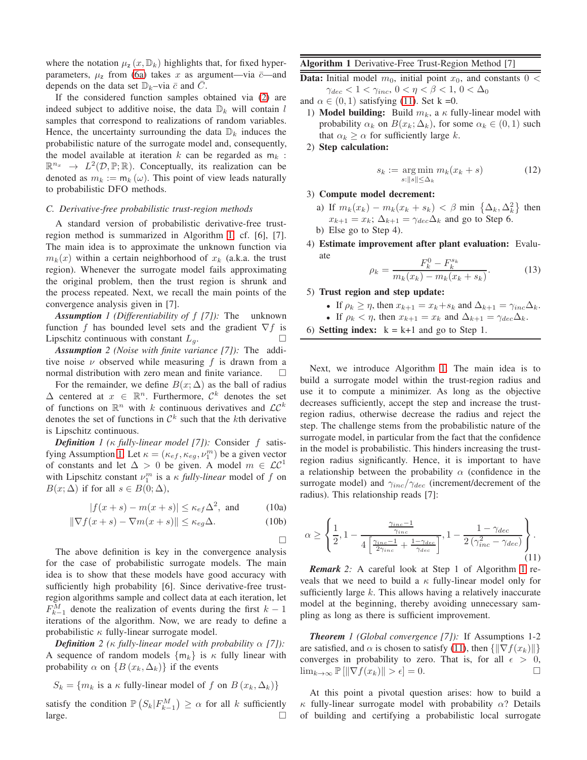where the notation $\mu_z(x, \mathbb{D}_k)$ highlights that, for fixed hyper-parameters, $\mu_z$ from (6a) takes $x$ as argument—via $\bar{c}$—and depends on the data set $\mathbb{D}_k$–via $\bar{c}$ and $\bar{C}$.

If the considered function samples obtained via (2) are indeed subject to additive noise, the data $\mathbb{D}_k$ will contain $l$ samples that correspond to realizations of random variables. Hence, the uncertainty surrounding the data $\mathbb{D}_k$ induces the probabilistic nature of the surrogate model and, consequently, the model available at iteration $k$ can be regarded as $\mathsf{m}_k : \mathbb{R}^{n_x} \rightarrow L^2(\mathcal{D}, \mathbb{P}; \mathbb{R})$. Conceptually, its realization can be denoted as $m_k := \mathsf{m}_k(\omega)$. This point of view leads naturally to probabilistic DFO methods.

### C. Derivative-free probabilistic trust-region methods

A standard version of probabilistic derivative-free trust-region method is summarized in Algorithm 1, cf. [6], [7]. The main idea is to approximate the unknown function via $m_k(x)$ within a certain neighborhood of $x_k$ (a.k.a. the trust region). Whenever the surrogate model fails approximating the original problem, then the trust region is shrunk and the process repeated. Next, we recall the main points of the convergence analysis given in [7].

***Assumption 1 (Differentiability of f [7]):*** The unknown function $f$ has bounded level sets and the gradient $\nabla f$ is Lipschitz continuous with constant $L_g$. □

***Assumption 2 (Noise with finite variance [7]):*** The additive noise $\nu$ observed while measuring $f$ is drawn from a normal distribution with zero mean and finite variance. □

For the remainder, we define $B(x; \Delta)$ as the ball of radius $\Delta$ centered at $x \in \mathbb{R}^n$. Furthermore, $\mathcal{C}^k$ denotes the set of functions on $\mathbb{R}^n$ with $k$ continuous derivatives and $\mathcal{LC}^k$ denotes the set of functions in $\mathcal{C}^k$ such that the $k$th derivative is Lipschitz continuous.

***Definition 1 ($\kappa$ fully-linear model [7]):*** Consider $f$ satisfying Assumption 1. Let $\kappa = (\kappa_{ef}, \kappa_{eg}, \nu_1^m)$ be a given vector of constants and let $\Delta > 0$ be given. A model $m \in \mathcal{LC}^1$ with Lipschitz constant $\nu_1^m$ is a $\kappa$ *fully-linear* model of $f$ on $B(x; \Delta)$ if for all $s \in B(0; \Delta)$,

$$|f(x+s) - m(x+s)| \leq \kappa_{ef}\Delta^2, \text{ and} \tag{10a}$$

$$\|\nabla f(x+s) - \nabla m(x+s)\| \leq \kappa_{eg}\Delta. \tag{10b}$$

□

The above definition is key in the convergence analysis for the case of probabilistic surrogate models. The main idea is to show that these models have good accuracy with sufficiently high probability [6]. Since derivative-free trust-region algorithms sample and collect data at each iteration, let $F_{k-1}^M$ denote the realization of events during the first $k-1$ iterations of the algorithm. Now, we are ready to define a probabilistic $\kappa$ fully-linear surrogate model.

***Definition 2 ($\kappa$ fully-linear model with probability $\alpha$ [7]):*** A sequence of random models $\{\mathsf{m}_k\}$ is $\kappa$ fully linear with probability $\alpha$ on $\{B(x_k, \Delta_k)\}$ if the events

$$S_k = \{m_k \text{ is a } \kappa \text{ fully-linear model of } f \text{ on } B(x_k, \Delta_k)\}$$

satisfy the condition $\mathbb{P}\left(S_k | F_{k-1}^M\right) \geq \alpha$ for all $k$ sufficiently large. □

---

**Algorithm 1** Derivative-Free Trust-Region Method [7]

**Data:** Initial model $m_0$, initial point $x_0$, and constants $0 < \gamma_{dec} < 1 < \gamma_{inc}$, $0 < \eta < \beta < 1$, $0 < \Delta_0$ and $\alpha \in (0, 1)$ satisfying (11). Set k =0.

1) **Model building:** Build $m_k$, a $\kappa$ fully-linear model with probability $\alpha_k$ on $B(x_k; \Delta_k)$, for some $\alpha_k \in (0, 1)$ such that $\alpha_k \geq \alpha$ for sufficiently large $k$.
2) **Step calculation:**
$$s_k := \underset{s:\|s\| \leq \Delta_k}{\arg\min}\ m_k(x_k + s) \tag{12}$$
3) **Compute model decrement:**
   a) If $m_k(x_k) - m_k(x_k + s_k) < \beta \min\left\{\Delta_k, \Delta_k^2\right\}$ then $x_{k+1} = x_k$; $\Delta_{k+1} = \gamma_{dec}\Delta_k$ and go to Step 6.
   b) Else go to Step 4).
4) **Estimate improvement after plant evaluation:** Evaluate
$$\rho_k = \frac{F_k^0 - F_k^{s_k}}{m_k(x_k) - m_k(x_k + s_k)}. \tag{13}$$
5) **Trust region and step update:**
   - If $\rho_k \geq \eta$, then $x_{k+1} = x_k + s_k$ and $\Delta_{k+1} = \gamma_{inc}\Delta_k$.
   - If $\rho_k < \eta$, then $x_{k+1} = x_k$ and $\Delta_{k+1} = \gamma_{dec}\Delta_k$.
6) **Setting index:** k = k+1 and go to Step 1.

---

Next, we introduce Algorithm 1. The main idea is to build a surrogate model within the trust-region radius and use it to compute a minimizer. As long as the objective decreases sufficiently, accept the step and increase the trust-region radius, otherwise decrease the radius and reject the step. The challenge stems from the probabilistic nature of the surrogate model, in particular from the fact that the confidence in the model is probabilistic. This hinders increasing the trust-region radius significantly. Hence, it is important to have a relationship between the probability $\alpha$ (confidence in the surrogate model) and $\gamma_{inc}/\gamma_{dec}$ (increment/decrement of the radius). This relationship reads [7]:

$$\alpha \geq \left\{\frac{1}{2}, 1 - \frac{\frac{\gamma_{inc}-1}{\gamma_{inc}}}{4\left[\frac{\gamma_{inc}-1}{2\gamma_{inc}} + \frac{1-\gamma_{dec}}{\gamma_{dec}}\right]}, 1 - \frac{1-\gamma_{dec}}{2\left(\gamma_{inc}^2 - \gamma_{dec}\right)}\right\}. \tag{11}$$

***Remark 2:*** A careful look at Step 1 of Algorithm 1 reveals that we need to build a $\kappa$ fully-linear model only for sufficiently large $k$. This allows having a relatively inaccurate model at the beginning, thereby avoiding unnecessary sampling as long as there is sufficient improvement.

***Theorem 1 (Global convergence [7]):*** If Assumptions 1-2 are satisfied, and $\alpha$ is chosen to satisfy (11), then $\{\|\nabla f(x_k)\|\}$ converges in probability to zero. That is, for all $\epsilon > 0$, $\lim_{k\to\infty} \mathbb{P}\left[\|\nabla f(x_k)\| > \epsilon\right] = 0$. □

At this point a pivotal question arises: how to build a $\kappa$ fully-linear surrogate model with probability $\alpha$? Details of building and certifying a probabilistic local surrogate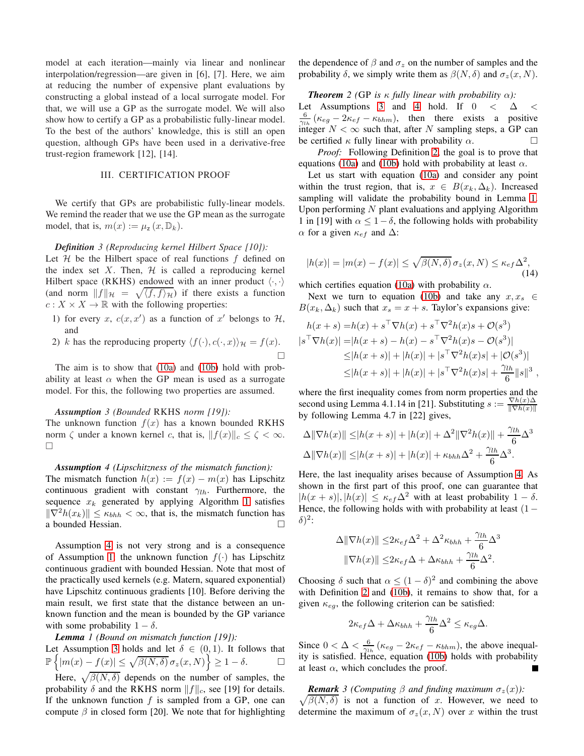model at each iteration—mainly via linear and nonlinear interpolation/regression—are given in [6], [7]. Here, we aim at reducing the number of expensive plant evaluations by constructing a global instead of a local surrogate model. For that, we will use a GP as the surrogate model. We will also show how to certify a GP as a probabilistic fully-linear model. To the best of the authors' knowledge, this is still an open question, although GPs have been used in a derivative-free trust-region framework [12], [14].

## III. CERTIFICATION PROOF

We certify that GPs are probabilistic fully-linear models. We remind the reader that we use the GP mean as the surrogate model, that is, $m(x) := \mu_z(x, \mathbb{D}_k)$.

***Definition 3** (Reproducing kernel Hilbert Space [10]):* Let $\mathcal{H}$ be the Hilbert space of real functions $f$ defined on the index set $X$. Then, $\mathcal{H}$ is called a reproducing kernel Hilbert space (RKHS) endowed with an inner product $\langle \cdot, \cdot \rangle$ (and norm $\|f\|_{\mathcal{H}} = \sqrt{\langle f, f \rangle_{\mathcal{H}}}$) if there exists a function $c : X \times X \to \mathbb{R}$ with the following properties:

1) for every $x$, $c(x, x')$ as a function of $x'$ belongs to $\mathcal{H}$, and
2) $k$ has the reproducing property $\langle f(\cdot), c(\cdot, x) \rangle_{\mathcal{H}} = f(x)$. □

The aim is to show that (10a) and (10b) hold with probability at least $\alpha$ when the GP mean is used as a surrogate model. For this, the following two properties are assumed.

***Assumption 3** (Bounded RKHS norm [19]):* The unknown function $f(x)$ has a known bounded RKHS norm $\zeta$ under a known kernel $c$, that is, $\|f(x)\|_c \leq \zeta < \infty$. □

***Assumption 4** (Lipschitzness of the mismatch function):* The mismatch function $h(x) := f(x) - m(x)$ has Lipschitz continuous gradient with constant $\gamma_{lh}$. Furthermore, the sequence $x_k$ generated by applying Algorithm 1 satisfies $\|\nabla^2 h(x_k)\| \leq \kappa_{bhh} < \infty$, that is, the mismatch function has a bounded Hessian. □

Assumption 4 is not very strong and is a consequence of Assumption 1: the unknown function $f(\cdot)$ has Lipschitz continuous gradient with bounded Hessian. Note that most of the practically used kernels (e.g. Matern, squared exponential) have Lipschitz continuous gradients [10]. Before deriving the main result, we first state that the distance between an unknown function and the mean is bounded by the GP variance with some probability $1 - \delta$.

***Lemma 1** (Bound on mismatch function [19]):* Let Assumption 3 holds and let $\delta \in (0, 1)$. It follows that $\mathbb{P}\left\{|m(x) - f(x)| \leq \sqrt{\beta(N, \delta)}\,\sigma_z(x, N)\right\} \geq 1 - \delta$. □

Here, $\sqrt{\beta(N, \delta)}$ depends on the number of samples, the probability $\delta$ and the RKHS norm $\|f\|_c$, see [19] for details. If the unknown function $f$ is sampled from a GP, one can compute $\beta$ in closed form [20]. We note that for highlighting the dependence of $\beta$ and $\sigma_z$ on the number of samples and the probability $\delta$, we simply write them as $\beta(N, \delta)$ and $\sigma_z(x, N)$.

***Theorem 2** (GP is $\kappa$ fully linear with probability $\alpha$):* Let Assumptions 3 and 4 hold. If $0 < \Delta < \frac{6}{\gamma_{lh}}(\kappa_{eg} - 2\kappa_{ef} - \kappa_{bhh})$, then there exists a positive integer $N < \infty$ such that, after $N$ sampling steps, a GP can be certified $\kappa$ fully linear with probability $\alpha$. □

*Proof:* Following Definition 2, the goal is to prove that equations (10a) and (10b) hold with probability at least $\alpha$.

Let us start with equation (10a) and consider any point within the trust region, that is, $x \in B(x_k, \Delta_k)$. Increased sampling will validate the probability bound in Lemma 1. Upon performing $N$ plant evaluations and applying Algorithm 1 in [19] with $\alpha \leq 1 - \delta$, the following holds with probability $\alpha$ for a given $\kappa_{ef}$ and $\Delta$:

$$|h(x)| = |m(x) - f(x)| \leq \sqrt{\beta(N, \delta)}\,\sigma_z(x, N) \leq \kappa_{ef}\Delta^2, \tag{14}$$

which certifies equation (10a) with probability $\alpha$.

Next we turn to equation (10b) and take any $x, x_s \in B(x_k, \Delta_k)$ such that $x_s = x + s$. Taylor's expansions give:

$$\begin{aligned}
h(x+s) &= h(x) + s^\top \nabla h(x) + s^\top \nabla^2 h(x) s + \mathcal{O}(s^3) \\
|s^\top \nabla h(x)| &= |h(x+s) - h(x) - s^\top \nabla^2 h(x) s - \mathcal{O}(s^3)| \\
&\leq |h(x+s)| + |h(x)| + |s^\top \nabla^2 h(x) s| + |\mathcal{O}(s^3)| \\
&\leq |h(x+s)| + |h(x)| + |s^\top \nabla^2 h(x) s| + \frac{\gamma_{lh}}{6}\|s\|^3 ,
\end{aligned}$$

where the first inequality comes from norm properties and the second using Lemma 4.1.14 in [21]. Substituting $s := \frac{\nabla h(x)\Delta}{\|\nabla h(x)\|}$ by following Lemma 4.7 in [22] gives,

$$\begin{aligned}
\Delta\|\nabla h(x)\| &\leq |h(x+s)| + |h(x)| + \Delta^2\|\nabla^2 h(x)\| + \frac{\gamma_{lh}}{6}\Delta^3 \\
\Delta\|\nabla h(x)\| &\leq |h(x+s)| + |h(x)| + \kappa_{bhh}\Delta^2 + \frac{\gamma_{lh}}{6}\Delta^3.
\end{aligned}$$

Here, the last inequality arises because of Assumption 4. As shown in the first part of this proof, one can guarantee that $|h(x+s)|, |h(x)| \leq \kappa_{ef}\Delta^2$ with at least probability $1 - \delta$. Hence, the following holds with with probability at least $(1 - \delta)^2$:

$$\begin{aligned}
\Delta\|\nabla h(x)\| &\leq 2\kappa_{ef}\Delta^2 + \Delta^2\kappa_{bhh} + \frac{\gamma_{lh}}{6}\Delta^3 \\
\|\nabla h(x)\| &\leq 2\kappa_{ef}\Delta + \Delta\kappa_{bhh} + \frac{\gamma_{lh}}{6}\Delta^2.
\end{aligned}$$

Choosing $\delta$ such that $\alpha \leq (1 - \delta)^2$ and combining the above with Definition 2 and (10b), it remains to show that, for a given $\kappa_{eg}$, the following criterion can be satisfied:

$$2\kappa_{ef}\Delta + \Delta\kappa_{bhh} + \frac{\gamma_{lh}}{6}\Delta^2 \leq \kappa_{eg}\Delta.$$

Since $0 < \Delta < \frac{6}{\gamma_{lh}}(\kappa_{eg} - 2\kappa_{ef} - \kappa_{bhm})$, the above inequality is satisfied. Hence, equation (10b) holds with probability at least $\alpha$, which concludes the proof. ■

***Remark 3** (Computing $\beta$ and finding maximum $\sigma_z(x)$):* $\sqrt{\beta(N, \delta)}$ is not a function of $x$. However, we need to determine the maximum of $\sigma_z(x, N)$ over $x$ within the trust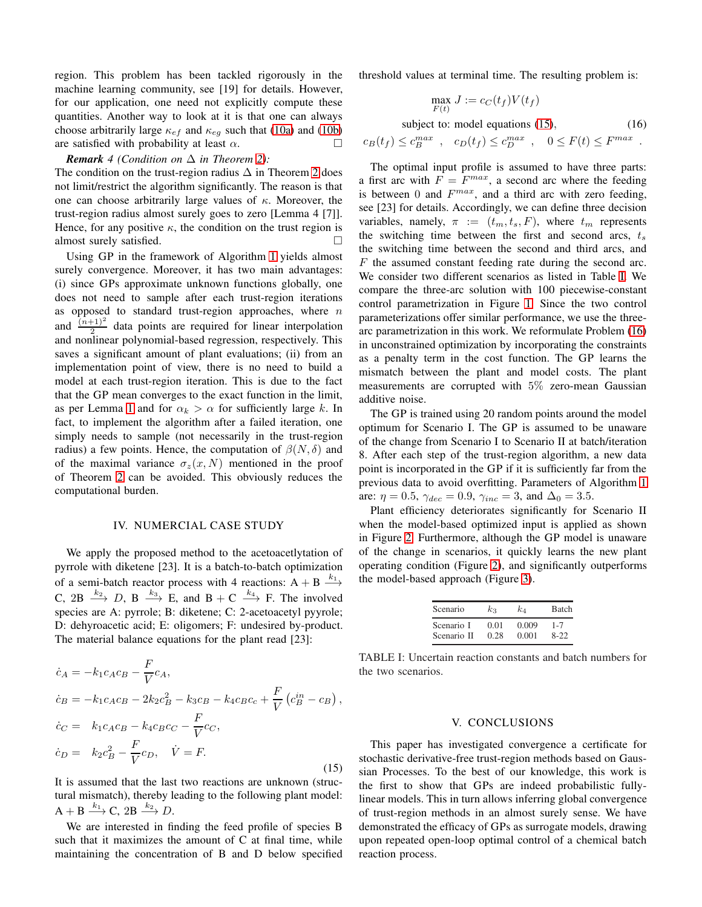region. This problem has been tackled rigorously in the machine learning community, see [19] for details. However, for our application, one need not explicitly compute these quantities. Another way to look at it is that one can always choose arbitrarily large $\kappa_{ef}$ and $\kappa_{eg}$ such that (10a) and (10b) are satisfied with probability at least $\alpha$. □

***Remark 4** (Condition on $\Delta$ in Theorem 2):* The condition on the trust-region radius $\Delta$ in Theorem 2 does not limit/restrict the algorithm significantly. The reason is that one can choose arbitrarily large values of $\kappa$. Moreover, the trust-region radius almost surely goes to zero [Lemma 4 [7]]. Hence, for any positive $\kappa$, the condition on the trust region is almost surely satisfied. □

Using GP in the framework of Algorithm 1 yields almost surely convergence. Moreover, it has two main advantages: (i) since GPs approximate unknown functions globally, one does not need to sample after each trust-region iterations as opposed to standard trust-region approaches, where $n$ and $\frac{(n+1)^2}{2}$ data points are required for linear interpolation and nonlinear polynomial-based regression, respectively. This saves a significant amount of plant evaluations; (ii) from an implementation point of view, there is no need to build a model at each trust-region iteration. This is due to the fact that the GP mean converges to the exact function in the limit, as per Lemma 1 and for $\alpha_k > \alpha$ for sufficiently large $k$. In fact, to implement the algorithm after a failed iteration, one simply needs to sample (not necessarily in the trust-region radius) a few points. Hence, the computation of $\beta(N, \delta)$ and of the maximal variance $\sigma_z(x, N)$ mentioned in the proof of Theorem 2 can be avoided. This obviously reduces the computational burden.

## IV. NUMERCIAL CASE STUDY

We apply the proposed method to the acetoacetlytation of pyrrole with diketene [23]. It is a batch-to-batch optimization of a semi-batch reactor process with 4 reactions: A + B $\xrightarrow{k_1}$ C, 2B $\xrightarrow{k_2}$ $D$, B $\xrightarrow{k_3}$ E, and B + C $\xrightarrow{k_4}$ F. The involved species are A: pyrrole; B: diketene; C: 2-acetoacetyl pyyrole; D: dehyroacetic acid; E: oligomers; F: undesired by-product. The material balance equations for the plant read [23]:

$$
\begin{aligned}
\dot{c}_A &= -k_1 c_A c_B - \frac{F}{V} c_A, \\
\dot{c}_B &= -k_1 c_A c_B - 2k_2 c_B^2 - k_3 c_B - k_4 c_B c_c + \frac{F}{V}\left(c_B^{in} - c_B\right), \\
\dot{c}_C &= \ \ k_1 c_A c_B - k_4 c_B c_C - \frac{F}{V} c_C, \\
\dot{c}_D &= \ \ k_2 c_B^2 - \frac{F}{V} c_D, \quad \dot{V} = F.
\end{aligned} \tag{15}
$$

It is assumed that the last two reactions are unknown (structural mismatch), thereby leading to the following plant model: A + B $\xrightarrow{k_1}$ C, 2B $\xrightarrow{k_2}$ $D$.

We are interested in finding the feed profile of species B such that it maximizes the amount of C at final time, while maintaining the concentration of B and D below specified threshold values at terminal time. The resulting problem is:

$$
\begin{gathered}
\max_{F(t)} J := c_C(t_f) V(t_f) \\
\text{subject to: model equations (15),} \qquad\qquad (16) \\
c_B(t_f) \le c_B^{max} \ , \quad c_D(t_f) \le c_D^{max} \ , \quad 0 \le F(t) \le F^{max} \ .
\end{gathered}
$$

The optimal input profile is assumed to have three parts: a first arc with $F = F^{max}$, a second arc where the feeding is between $0$ and $F^{max}$, and a third arc with zero feeding, see [23] for details. Accordingly, we can define three decision variables, namely, $\pi := (t_m, t_s, F)$, where $t_m$ represents the switching time between the first and second arcs, $t_s$ the switching time between the second and third arcs, and $F$ the assumed constant feeding rate during the second arc. We consider two different scenarios as listed in Table I. We compare the three-arc solution with 100 piecewise-constant control parametrization in Figure 1. Since the two control parameterizations offer similar performance, we use the three-arc parametrization in this work. We reformulate Problem (16) in unconstrained optimization by incorporating the constraints as a penalty term in the cost function. The GP learns the mismatch between the plant and model costs. The plant measurements are corrupted with $5\%$ zero-mean Gaussian additive noise.

The GP is trained using 20 random points around the model optimum for Scenario I. The GP is assumed to be unaware of the change from Scenario I to Scenario II at batch/iteration 8. After each step of the trust-region algorithm, a new data point is incorporated in the GP if it is sufficiently far from the previous data to avoid overfitting. Parameters of Algorithm 1 are: $\eta = 0.5$, $\gamma_{dec} = 0.9$, $\gamma_{inc} = 3$, and $\Delta_0 = 3.5$.

Plant efficiency deteriorates significantly for Scenario II when the model-based optimized input is applied as shown in Figure 2. Furthermore, although the GP model is unaware of the change in scenarios, it quickly learns the new plant operating condition (Figure 2), and significantly outperforms the model-based approach (Figure 3).

| Scenario | $k_3$ | $k_4$ | Batch |
|---|---|---|---|
| Scenario I | 0.01 | 0.009 | 1-7 |
| Scenario II | 0.28 | 0.001 | 8-22 |

TABLE I: Uncertain reaction constants and batch numbers for the two scenarios.

## V. CONCLUSIONS

This paper has investigated convergence a certificate for stochastic derivative-free trust-region methods based on Gaussian Processes. To the best of our knowledge, this work is the first to show that GPs are indeed probabilistic fully-linear models. This in turn allows inferring global convergence of trust-region methods in an almost surely sense. We have demonstrated the efficacy of GPs as surrogate models, drawing upon repeated open-loop optimal control of a chemical batch reaction process.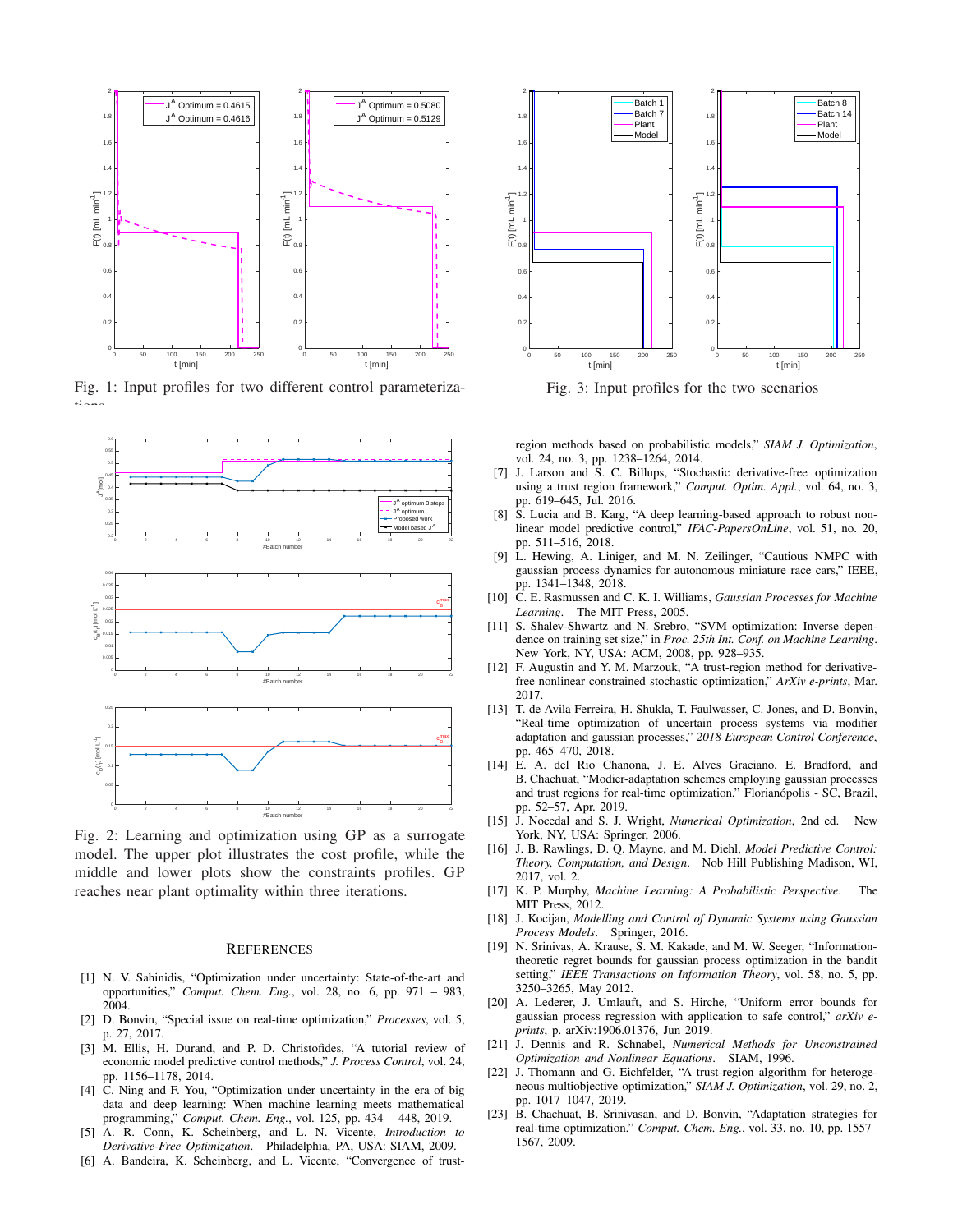$J^A$ Optimum = 0.4615
$J^A$ Optimum = 0.4616
F(t) [mL min$^{-1}$]
t [min]

$J^A$ Optimum = 0.5080
$J^A$ Optimum = 0.5129
F(t) [mL min$^{-1}$]
t [min]

Fig. 1: Input profiles for two different control parameterizations.

Batch 1
Batch 7
Plant
Model
F(t) [mL min$^{-1}$]
t [min]

Batch 8
Batch 14
Plant
Model
F(t) [mL min$^{-1}$]
t [min]

Fig. 3: Input profiles for the two scenarios

$J^A$ optimum 3 steps
$J^A$ optimum
Proposed work
Model based $J^A$
$J^A$[mol]
#Batch number

$c_B^{max}$
$c_B(t_f)$ [mol L$^{-1}$]
#Batch number

$c_D^{max}$
$c_D(t_f)$ [mol L$^{-1}$]
#Batch number

Fig. 2: Learning and optimization using GP as a surrogate model. The upper plot illustrates the cost profile, while the middle and lower plots show the constraints profiles. GP reaches near plant optimality within three iterations.

## References

[1] N. V. Sahinidis, "Optimization under uncertainty: State-of-the-art and opportunities," *Comput. Chem. Eng.*, vol. 28, no. 6, pp. 971 – 983, 2004.

[2] D. Bonvin, "Special issue on real-time optimization," *Processes*, vol. 5, p. 27, 2017.

[3] M. Ellis, H. Durand, and P. D. Christofides, "A tutorial review of economic model predictive control methods," *J. Process Control*, vol. 24, pp. 1156–1178, 2014.

[4] C. Ning and F. You, "Optimization under uncertainty in the era of big data and deep learning: When machine learning meets mathematical programming," *Comput. Chem. Eng.*, vol. 125, pp. 434 – 448, 2019.

[5] A. R. Conn, K. Scheinberg, and L. N. Vicente, *Introduction to Derivative-Free Optimization*. Philadelphia, PA, USA: SIAM, 2009.

[6] A. Bandeira, K. Scheinberg, and L. Vicente, "Convergence of trust-region methods based on probabilistic models," *SIAM J. Optimization*, vol. 24, no. 3, pp. 1238–1264, 2014.

[7] J. Larson and S. C. Billups, "Stochastic derivative-free optimization using a trust region framework," *Comput. Optim. Appl.*, vol. 64, no. 3, pp. 619–645, Jul. 2016.

[8] S. Lucia and B. Karg, "A deep learning-based approach to robust nonlinear model predictive control," *IFAC-PapersOnLine*, vol. 51, no. 20, pp. 511–516, 2018.

[9] L. Hewing, A. Liniger, and M. N. Zeilinger, "Cautious NMPC with gaussian process dynamics for autonomous miniature race cars," IEEE, pp. 1341–1348, 2018.

[10] C. E. Rasmussen and C. K. I. Williams, *Gaussian Processes for Machine Learning*. The MIT Press, 2005.

[11] S. Shalev-Shwartz and N. Srebro, "SVM optimization: Inverse dependence on training set size," in *Proc. 25th Int. Conf. on Machine Learning*. New York, NY, USA: ACM, 2008, pp. 928–935.

[12] F. Augustin and Y. M. Marzouk, "A trust-region method for derivative-free nonlinear constrained stochastic optimization," *ArXiv e-prints*, Mar. 2017.

[13] T. de Avila Ferreira, H. Shukla, T. Faulwasser, C. Jones, and D. Bonvin, "Real-time optimization of uncertain process systems via modifier adaptation and gaussian processes," *2018 European Control Conference*, pp. 465–470, 2018.

[14] E. A. del Rio Chanona, J. E. Alves Graciano, E. Bradford, and B. Chachuat, "Modier-adaptation schemes employing gaussian processes and trust regions for real-time optimization," Florianópolis - SC, Brazil, pp. 52–57, Apr. 2019.

[15] J. Nocedal and S. J. Wright, *Numerical Optimization*, 2nd ed. New York, NY, USA: Springer, 2006.

[16] J. B. Rawlings, D. Q. Mayne, and M. Diehl, *Model Predictive Control: Theory, Computation, and Design*. Nob Hill Publishing Madison, WI, 2017, vol. 2.

[17] K. P. Murphy, *Machine Learning: A Probabilistic Perspective*. The MIT Press, 2012.

[18] J. Kocijan, *Modelling and Control of Dynamic Systems using Gaussian Process Models*. Springer, 2016.

[19] N. Srinivas, A. Krause, S. M. Kakade, and M. W. Seeger, "Information-theoretic regret bounds for gaussian process optimization in the bandit setting," *IEEE Transactions on Information Theory*, vol. 58, no. 5, pp. 3250–3265, May 2012.

[20] A. Lederer, J. Umlauft, and S. Hirche, "Uniform error bounds for gaussian process regression with application to safe control," *arXiv e-prints*, p. arXiv:1906.01376, Jun 2019.

[21] J. Dennis and R. Schnabel, *Numerical Methods for Unconstrained Optimization and Nonlinear Equations*. SIAM, 1996.

[22] J. Thomann and G. Eichfelder, "A trust-region algorithm for heterogeneous multiobjective optimization," *SIAM J. Optimization*, vol. 29, no. 2, pp. 1017–1047, 2019.

[23] B. Chachuat, B. Srinivasan, and D. Bonvin, "Adaptation strategies for real-time optimization," *Comput. Chem. Eng.*, vol. 33, no. 10, pp. 1557–1567, 2009.